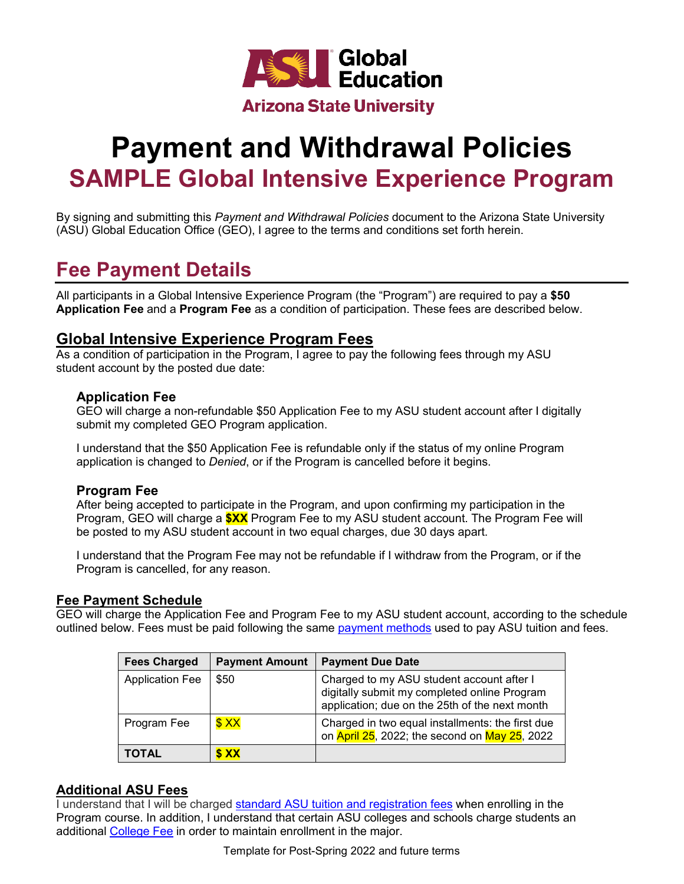ASU Global Education
Arizona State University

# Payment and Withdrawal Policies

## SAMPLE Global Intensive Experience Program

By signing and submitting this *Payment and Withdrawal Policies* document to the Arizona State University (ASU) Global Education Office (GEO), I agree to the terms and conditions set forth herein.

## Fee Payment Details

All participants in a Global Intensive Experience Program (the "Program") are required to pay a **$50 Application Fee** and a **Program Fee** as a condition of participation. These fees are described below.

### Global Intensive Experience Program Fees

As a condition of participation in the Program, I agree to pay the following fees through my ASU student account by the posted due date:

#### Application Fee

GEO will charge a non-refundable $50 Application Fee to my ASU student account after I digitally submit my completed GEO Program application.

I understand that the $50 Application Fee is refundable only if the status of my online Program application is changed to *Denied*, or if the Program is cancelled before it begins.

#### Program Fee

After being accepted to participate in the Program, and upon confirming my participation in the Program, GEO will charge a **$XX** Program Fee to my ASU student account. The Program Fee will be posted to my ASU student account in two equal charges, due 30 days apart.

I understand that the Program Fee may not be refundable if I withdraw from the Program, or if the Program is cancelled, for any reason.

### Fee Payment Schedule

GEO will charge the Application Fee and Program Fee to my ASU student account, according to the schedule outlined below. Fees must be paid following the same payment methods used to pay ASU tuition and fees.

| Fees Charged | Payment Amount | Payment Due Date |
|---|---|---|
| Application Fee | $50 | Charged to my ASU student account after I digitally submit my completed online Program application; due on the 25th of the next month |
| Program Fee | $ XX | Charged in two equal installments: the first due on April 25, 2022; the second on May 25, 2022 |
| **TOTAL** | **$ XX** | |

### Additional ASU Fees

I understand that I will be charged standard ASU tuition and registration fees when enrolling in the Program course. In addition, I understand that certain ASU colleges and schools charge students an additional College Fee in order to maintain enrollment in the major.

Template for Post-Spring 2022 and future terms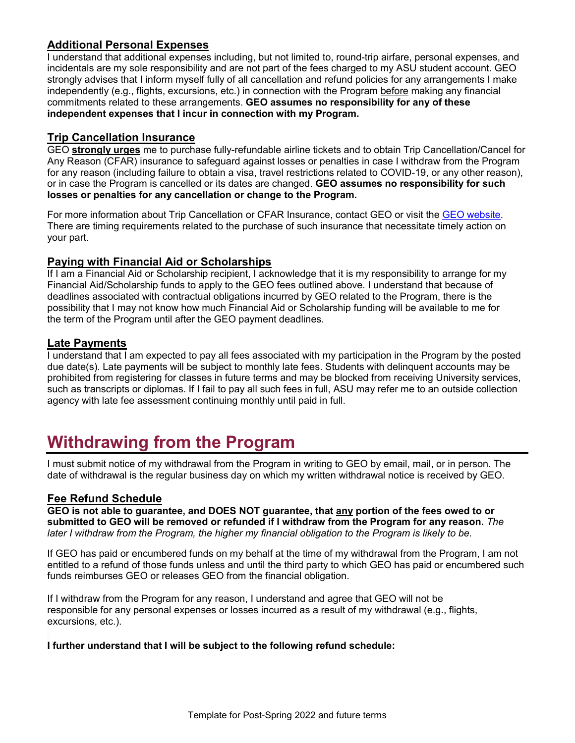### Additional Personal Expenses

I understand that additional expenses including, but not limited to, round-trip airfare, personal expenses, and incidentals are my sole responsibility and are not part of the fees charged to my ASU student account. GEO strongly advises that I inform myself fully of all cancellation and refund policies for any arrangements I make independently (e.g., flights, excursions, etc.) in connection with the Program before making any financial commitments related to these arrangements. **GEO assumes no responsibility for any of these independent expenses that I incur in connection with my Program.**

### Trip Cancellation Insurance

GEO **strongly urges** me to purchase fully-refundable airline tickets and to obtain Trip Cancellation/Cancel for Any Reason (CFAR) insurance to safeguard against losses or penalties in case I withdraw from the Program for any reason (including failure to obtain a visa, travel restrictions related to COVID-19, or any other reason), or in case the Program is cancelled or its dates are changed. **GEO assumes no responsibility for such losses or penalties for any cancellation or change to the Program.**

For more information about Trip Cancellation or CFAR Insurance, contact GEO or visit the GEO website. There are timing requirements related to the purchase of such insurance that necessitate timely action on your part.

### Paying with Financial Aid or Scholarships

If I am a Financial Aid or Scholarship recipient, I acknowledge that it is my responsibility to arrange for my Financial Aid/Scholarship funds to apply to the GEO fees outlined above. I understand that because of deadlines associated with contractual obligations incurred by GEO related to the Program, there is the possibility that I may not know how much Financial Aid or Scholarship funding will be available to me for the term of the Program until after the GEO payment deadlines.

### Late Payments

I understand that I am expected to pay all fees associated with my participation in the Program by the posted due date(s). Late payments will be subject to monthly late fees. Students with delinquent accounts may be prohibited from registering for classes in future terms and may be blocked from receiving University services, such as transcripts or diplomas. If I fail to pay all such fees in full, ASU may refer me to an outside collection agency with late fee assessment continuing monthly until paid in full.

## Withdrawing from the Program

I must submit notice of my withdrawal from the Program in writing to GEO by email, mail, or in person. The date of withdrawal is the regular business day on which my written withdrawal notice is received by GEO.

### Fee Refund Schedule

**GEO is not able to guarantee, and DOES NOT guarantee, that any portion of the fees owed to or submitted to GEO will be removed or refunded if I withdraw from the Program for any reason.** *The later I withdraw from the Program, the higher my financial obligation to the Program is likely to be.*

If GEO has paid or encumbered funds on my behalf at the time of my withdrawal from the Program, I am not entitled to a refund of those funds unless and until the third party to which GEO has paid or encumbered such funds reimburses GEO or releases GEO from the financial obligation.

If I withdraw from the Program for any reason, I understand and agree that GEO will not be responsible for any personal expenses or losses incurred as a result of my withdrawal (e.g., flights, excursions, etc.).

**I further understand that I will be subject to the following refund schedule:**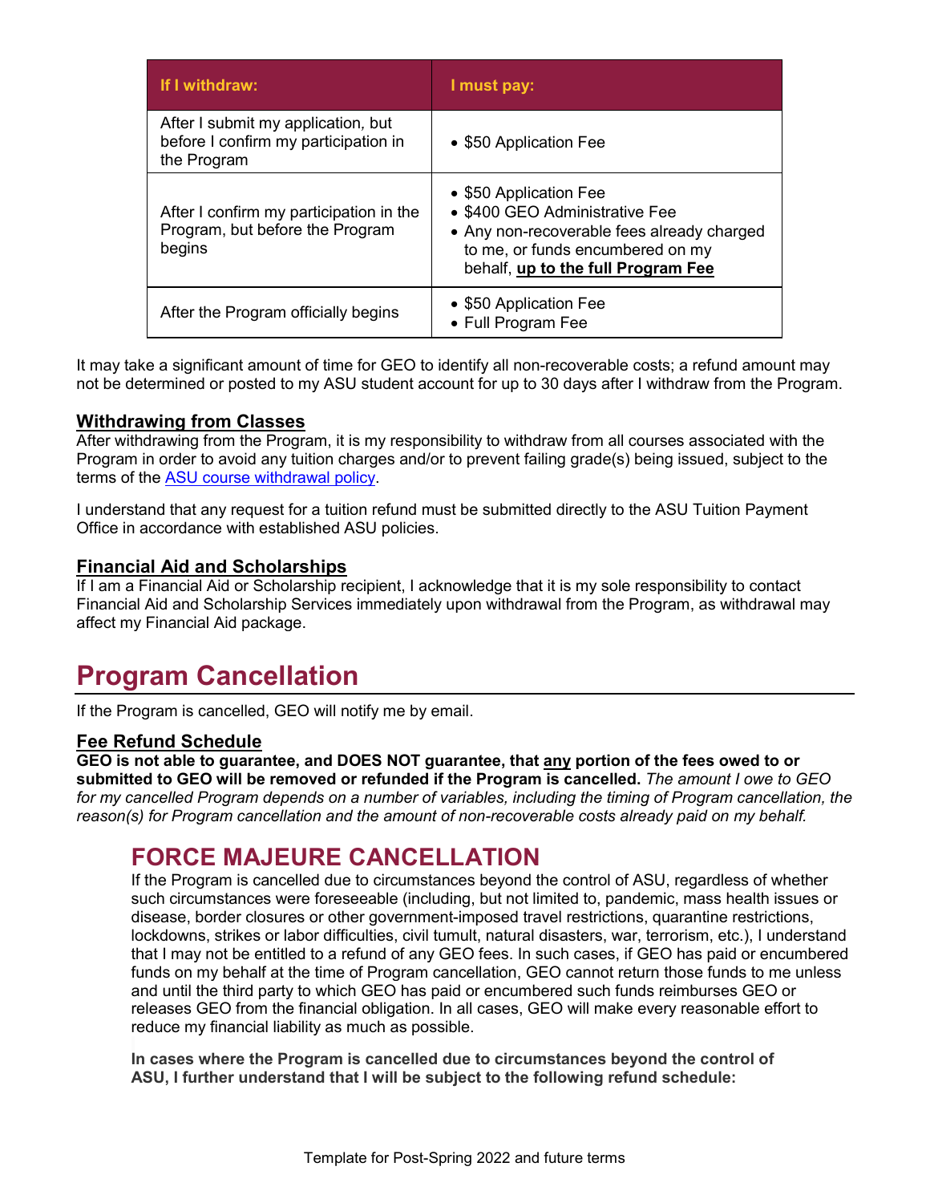| If I withdraw: | I must pay: |
| --- | --- |
| After I submit my application, but before I confirm my participation in the Program | • $50 Application Fee |
| After I confirm my participation in the Program, but before the Program begins | • $50 Application Fee<br>• $400 GEO Administrative Fee<br>• Any non-recoverable fees already charged to me, or funds encumbered on my behalf, **up to the full Program Fee** |
| After the Program officially begins | • $50 Application Fee<br>• Full Program Fee |

It may take a significant amount of time for GEO to identify all non-recoverable costs; a refund amount may not be determined or posted to my ASU student account for up to 30 days after I withdraw from the Program.

### Withdrawing from Classes

After withdrawing from the Program, it is my responsibility to withdraw from all courses associated with the Program in order to avoid any tuition charges and/or to prevent failing grade(s) being issued, subject to the terms of the ASU course withdrawal policy.

I understand that any request for a tuition refund must be submitted directly to the ASU Tuition Payment Office in accordance with established ASU policies.

### Financial Aid and Scholarships

If I am a Financial Aid or Scholarship recipient, I acknowledge that it is my sole responsibility to contact Financial Aid and Scholarship Services immediately upon withdrawal from the Program, as withdrawal may affect my Financial Aid package.

# Program Cancellation

If the Program is cancelled, GEO will notify me by email.

### Fee Refund Schedule

**GEO is not able to guarantee, and DOES NOT guarantee, that any portion of the fees owed to or submitted to GEO will be removed or refunded if the Program is cancelled.** *The amount I owe to GEO for my cancelled Program depends on a number of variables, including the timing of Program cancellation, the reason(s) for Program cancellation and the amount of non-recoverable costs already paid on my behalf.*

## FORCE MAJEURE CANCELLATION

If the Program is cancelled due to circumstances beyond the control of ASU, regardless of whether such circumstances were foreseeable (including, but not limited to, pandemic, mass health issues or disease, border closures or other government-imposed travel restrictions, quarantine restrictions, lockdowns, strikes or labor difficulties, civil tumult, natural disasters, war, terrorism, etc.), I understand that I may not be entitled to a refund of any GEO fees. In such cases, if GEO has paid or encumbered funds on my behalf at the time of Program cancellation, GEO cannot return those funds to me unless and until the third party to which GEO has paid or encumbered such funds reimburses GEO or releases GEO from the financial obligation. In all cases, GEO will make every reasonable effort to reduce my financial liability as much as possible.

**In cases where the Program is cancelled due to circumstances beyond the control of ASU, I further understand that I will be subject to the following refund schedule:**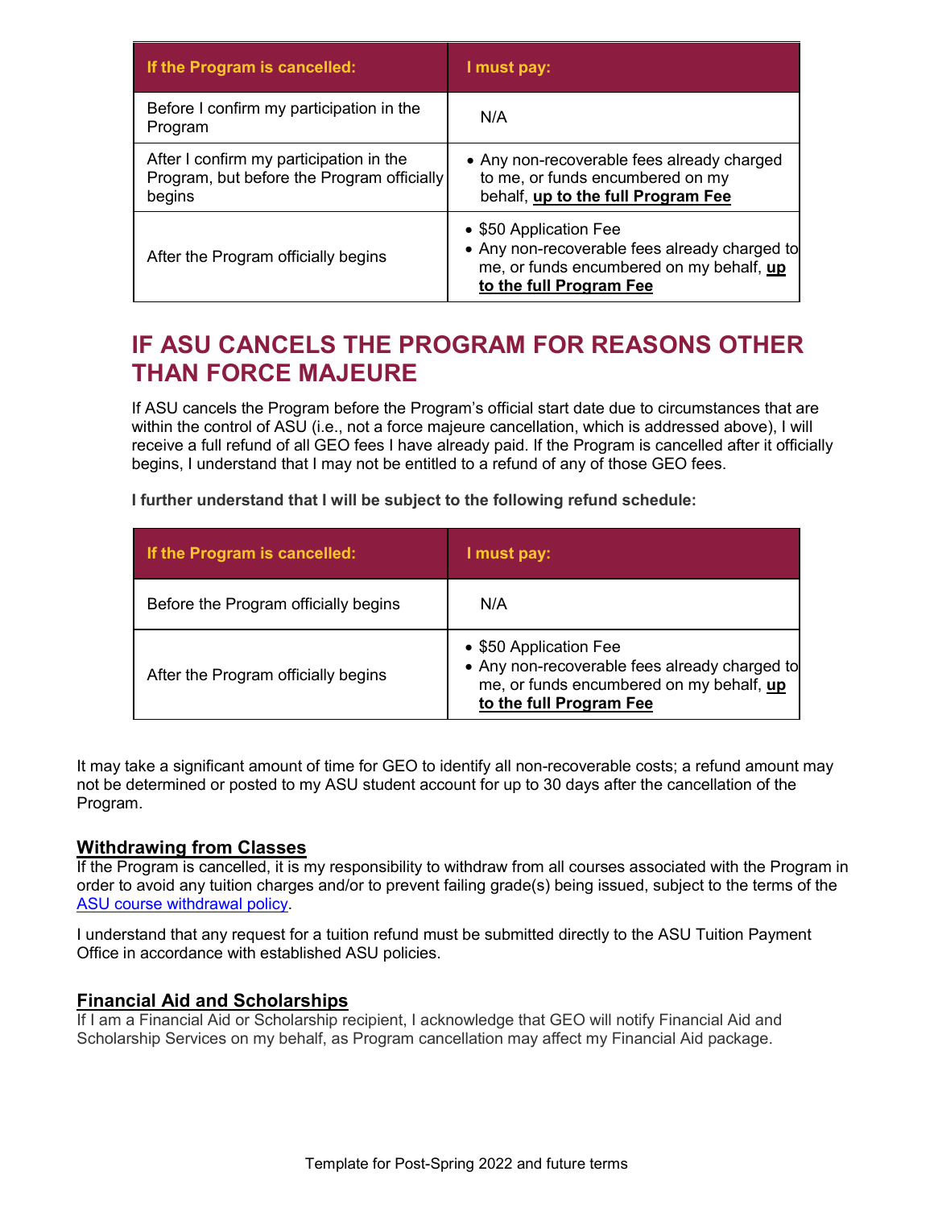| If the Program is cancelled: | I must pay: |
| --- | --- |
| Before I confirm my participation in the Program | N/A |
| After I confirm my participation in the Program, but before the Program officially begins | • Any non-recoverable fees already charged to me, or funds encumbered on my behalf, **up to the full Program Fee** |
| After the Program officially begins | • $50 Application Fee<br>• Any non-recoverable fees already charged to me, or funds encumbered on my behalf, **up to the full Program Fee** |

## IF ASU CANCELS THE PROGRAM FOR REASONS OTHER THAN FORCE MAJEURE

If ASU cancels the Program before the Program's official start date due to circumstances that are within the control of ASU (i.e., not a force majeure cancellation, which is addressed above), I will receive a full refund of all GEO fees I have already paid. If the Program is cancelled after it officially begins, I understand that I may not be entitled to a refund of any of those GEO fees.

**I further understand that I will be subject to the following refund schedule:**

| If the Program is cancelled: | I must pay: |
| --- | --- |
| Before the Program officially begins | N/A |
| After the Program officially begins | • $50 Application Fee<br>• Any non-recoverable fees already charged to me, or funds encumbered on my behalf, **up to the full Program Fee** |

It may take a significant amount of time for GEO to identify all non-recoverable costs; a refund amount may not be determined or posted to my ASU student account for up to 30 days after the cancellation of the Program.

### Withdrawing from Classes

If the Program is cancelled, it is my responsibility to withdraw from all courses associated with the Program in order to avoid any tuition charges and/or to prevent failing grade(s) being issued, subject to the terms of the ASU course withdrawal policy.

I understand that any request for a tuition refund must be submitted directly to the ASU Tuition Payment Office in accordance with established ASU policies.

### Financial Aid and Scholarships

If I am a Financial Aid or Scholarship recipient, I acknowledge that GEO will notify Financial Aid and Scholarship Services on my behalf, as Program cancellation may affect my Financial Aid package.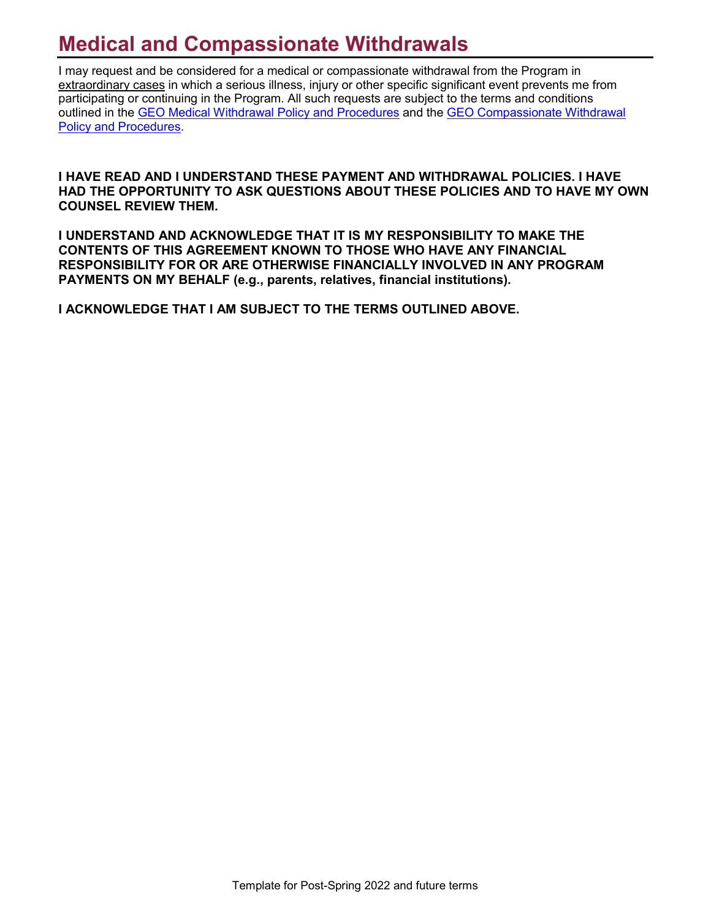# Medical and Compassionate Withdrawals

I may request and be considered for a medical or compassionate withdrawal from the Program in extraordinary cases in which a serious illness, injury or other specific significant event prevents me from participating or continuing in the Program. All such requests are subject to the terms and conditions outlined in the GEO Medical Withdrawal Policy and Procedures and the GEO Compassionate Withdrawal Policy and Procedures.

**I HAVE READ AND I UNDERSTAND THESE PAYMENT AND WITHDRAWAL POLICIES. I HAVE HAD THE OPPORTUNITY TO ASK QUESTIONS ABOUT THESE POLICIES AND TO HAVE MY OWN COUNSEL REVIEW THEM.**

**I UNDERSTAND AND ACKNOWLEDGE THAT IT IS MY RESPONSIBILITY TO MAKE THE CONTENTS OF THIS AGREEMENT KNOWN TO THOSE WHO HAVE ANY FINANCIAL RESPONSIBILITY FOR OR ARE OTHERWISE FINANCIALLY INVOLVED IN ANY PROGRAM PAYMENTS ON MY BEHALF (e.g., parents, relatives, financial institutions).**

**I ACKNOWLEDGE THAT I AM SUBJECT TO THE TERMS OUTLINED ABOVE.**

Template for Post-Spring 2022 and future terms